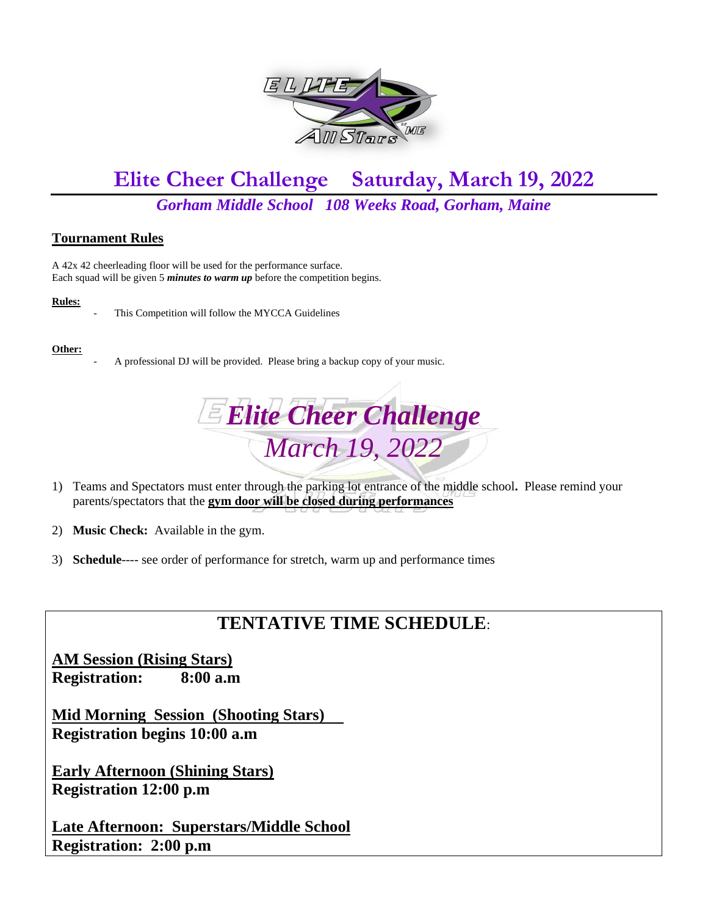# Elite Cheer Challenge Saturday, March 19, 2022

***Gorham Middle School 108 Weeks Road, Gorham, Maine***

## Tournament Rules

A 42x 42 cheerleading floor will be used for the performance surface.
Each squad will be given 5 ***minutes to warm up*** before the competition begins.

**Rules:**

- This Competition will follow the MYCCA Guidelines

**Other:**

- A professional DJ will be provided. Please bring a backup copy of your music.

***Elite Cheer Challenge***

*March 19, 2022*

1) Teams and Spectators must enter through the parking lot entrance of the middle school**.** Please remind your parents/spectators that the **gym door will be closed during performances**
2) **Music Check:** Available in the gym.
3) **Schedule**---- see order of performance for stretch, warm up and performance times

## TENTATIVE TIME SCHEDULE:

**AM Session (Rising Stars)**
**Registration: 8:00 a.m**

**Mid Morning Session (Shooting Stars)**
**Registration begins 10:00 a.m**

**Early Afternoon (Shining Stars)**
**Registration 12:00 p.m**

**Late Afternoon: Superstars/Middle School**
**Registration: 2:00 p.m**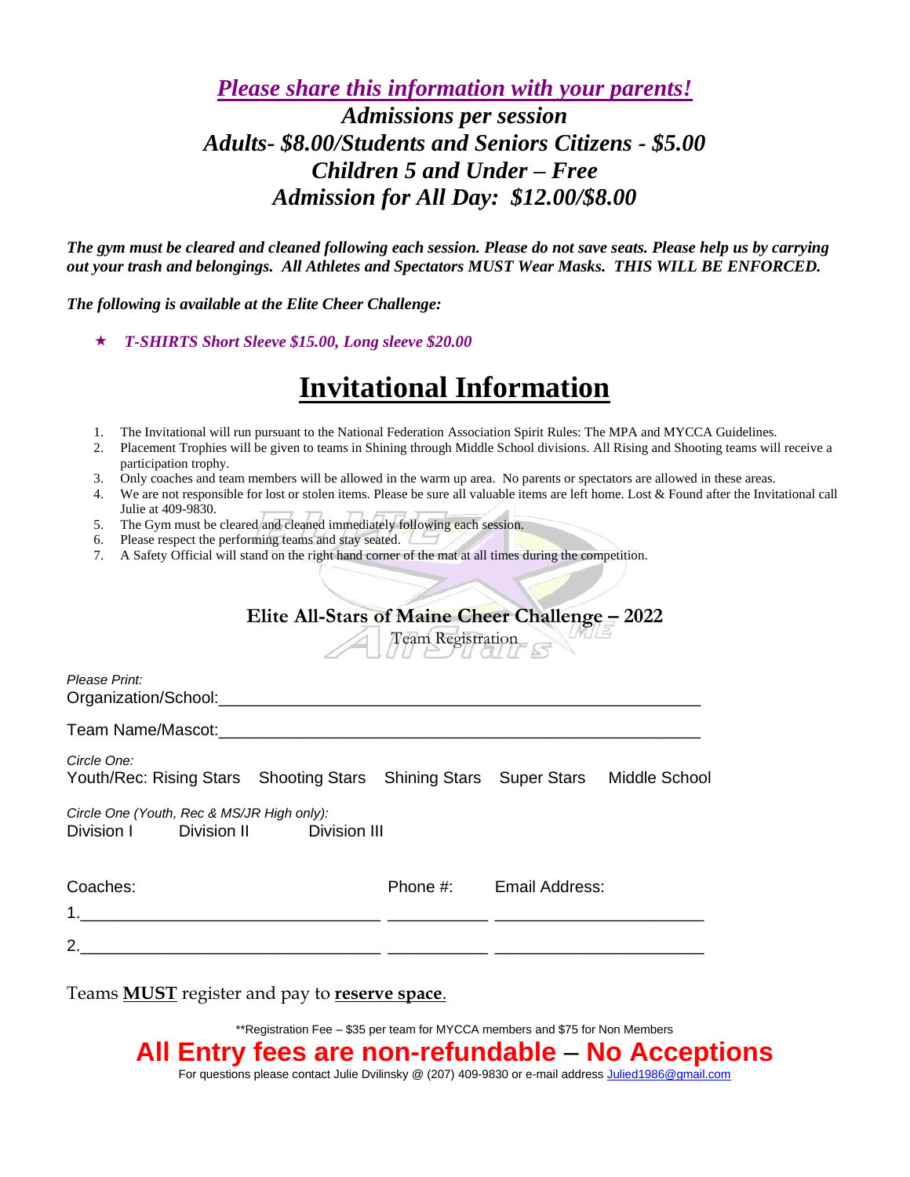***Please share this information with your parents!***

***Admissions per session***

***Adults- $8.00/Students and Seniors Citizens - $5.00***

***Children 5 and Under – Free***

***Admission for All Day: $12.00/$8.00***

***The gym must be cleared and cleaned following each session. Please do not save seats. Please help us by carrying out your trash and belongings. All Athletes and Spectators MUST Wear Masks. THIS WILL BE ENFORCED.***

***The following is available at the Elite Cheer Challenge:***

- ***T-SHIRTS Short Sleeve $15.00, Long sleeve $20.00***

# Invitational Information

1. The Invitational will run pursuant to the National Federation Association Spirit Rules: The MPA and MYCCA Guidelines.
2. Placement Trophies will be given to teams in Shining through Middle School divisions. All Rising and Shooting teams will receive a participation trophy.
3. Only coaches and team members will be allowed in the warm up area. No parents or spectators are allowed in these areas.
4. We are not responsible for lost or stolen items. Please be sure all valuable items are left home. Lost & Found after the Invitational call Julie at 409-9830.
5. The Gym must be cleared and cleaned immediately following each session.
6. Please respect the performing teams and stay seated.
7. A Safety Official will stand on the right hand corner of the mat at all times during the competition.

## Elite All-Stars of Maine Cheer Challenge – 2022

Team Registration

*Please Print:*

Organization/School:_____________________________________________________

Team Name/Mascot:_____________________________________________________

*Circle One:*

Youth/Rec: Rising Stars Shooting Stars Shining Stars Super Stars Middle School

*Circle One (Youth, Rec & MS/JR High only):*

Division I Division II Division III

Coaches: Phone #: Email Address:

1.________________________________ __________ ______________________

2.________________________________ __________ ______________________

Teams **MUST** register and pay to **reserve space**.

**Registration Fee – $35 per team for MYCCA members and $75 for Non Members

**All Entry fees are non-refundable – No Acceptions**

For questions please contact Julie Dvilinsky @ (207) 409-9830 or e-mail address Julied1986@gmail.com